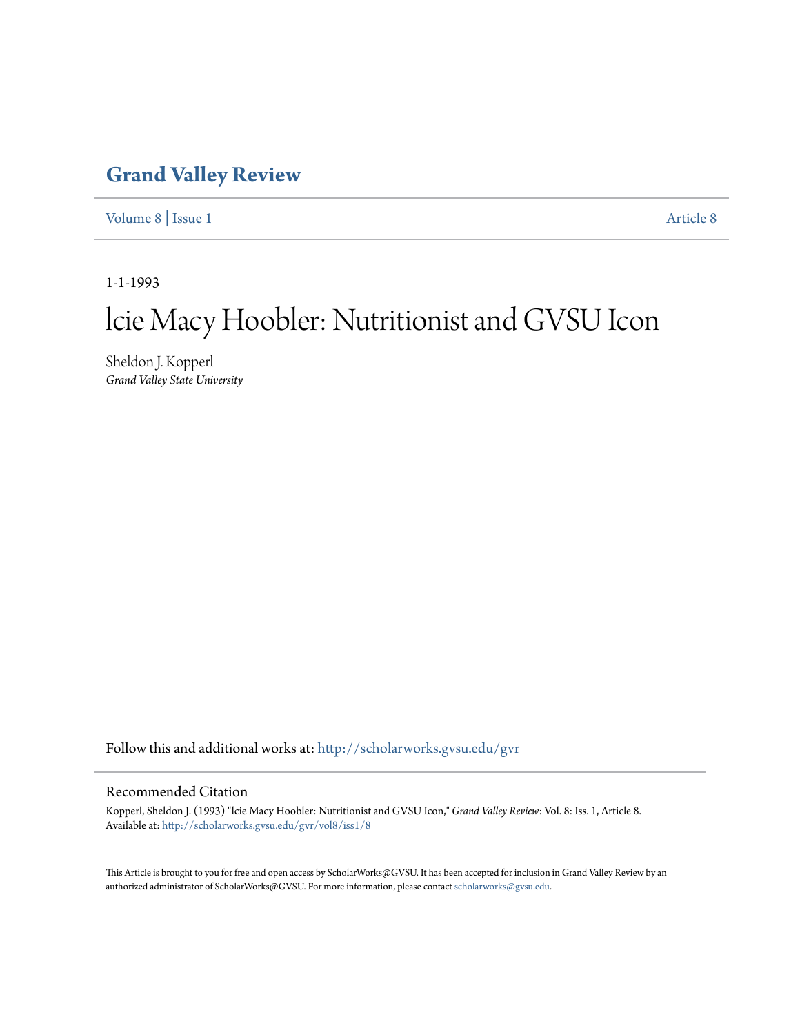# Grand Valley Review

Volume 8 | Issue 1 Article 8

1-1-1993

# lcie Macy Hoobler: Nutritionist and GVSU Icon

Sheldon J. Kopperl
*Grand Valley State University*

Follow this and additional works at: http://scholarworks.gvsu.edu/gvr

## Recommended Citation

Kopperl, Sheldon J. (1993) "lcie Macy Hoobler: Nutritionist and GVSU Icon," *Grand Valley Review*: Vol. 8: Iss. 1, Article 8.
Available at: http://scholarworks.gvsu.edu/gvr/vol8/iss1/8

This Article is brought to you for free and open access by ScholarWorks@GVSU. It has been accepted for inclusion in Grand Valley Review by an authorized administrator of ScholarWorks@GVSU. For more information, please contact scholarworks@gvsu.edu.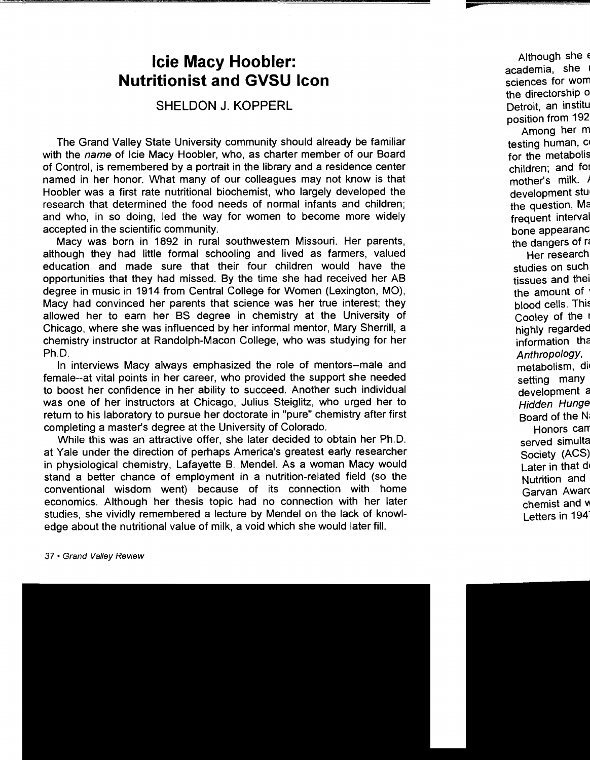# Icie Macy Hoobler: Nutritionist and GVSU Icon

## SHELDON J. KOPPERL

The Grand Valley State University community should already be familiar with the *name* of Icie Macy Hoobler, who, as charter member of our Board of Control, is remembered by a portrait in the library and a residence center named in her honor. What many of our colleagues may not know is that Hoobler was a first rate nutritional biochemist, who largely developed the research that determined the food needs of normal infants and children; and who, in so doing, led the way for women to become more widely accepted in the scientific community.

Macy was born in 1892 in rural southwestern Missouri. Her parents, although they had little formal schooling and lived as farmers, valued education and made sure that their four children would have the opportunities that they had missed. By the time she had received her AB degree in music in 1914 from Central College for Women (Lexington, MO), Macy had convinced her parents that science was her true interest; they allowed her to earn her BS degree in chemistry at the University of Chicago, where she was influenced by her informal mentor, Mary Sherrill, a chemistry instructor at Randolph-Macon College, who was studying for her Ph.D.

In interviews Macy always emphasized the role of mentors--male and female--at vital points in her career, who provided the support she needed to boost her confidence in her ability to succeed. Another such individual was one of her instructors at Chicago, Julius Steiglitz, who urged her to return to his laboratory to pursue her doctorate in "pure" chemistry after first completing a master's degree at the University of Colorado.

While this was an attractive offer, she later decided to obtain her Ph.D. at Yale under the direction of perhaps America's greatest early researcher in physiological chemistry, Lafayette B. Mendel. As a woman Macy would stand a better chance of employment in a nutrition-related field (so the conventional wisdom went) because of its connection with home economics. Although her thesis topic had no connection with her later studies, she vividly remembered a lecture by Mendel on the lack of knowledge about the nutritional value of milk, a void which she would later fill.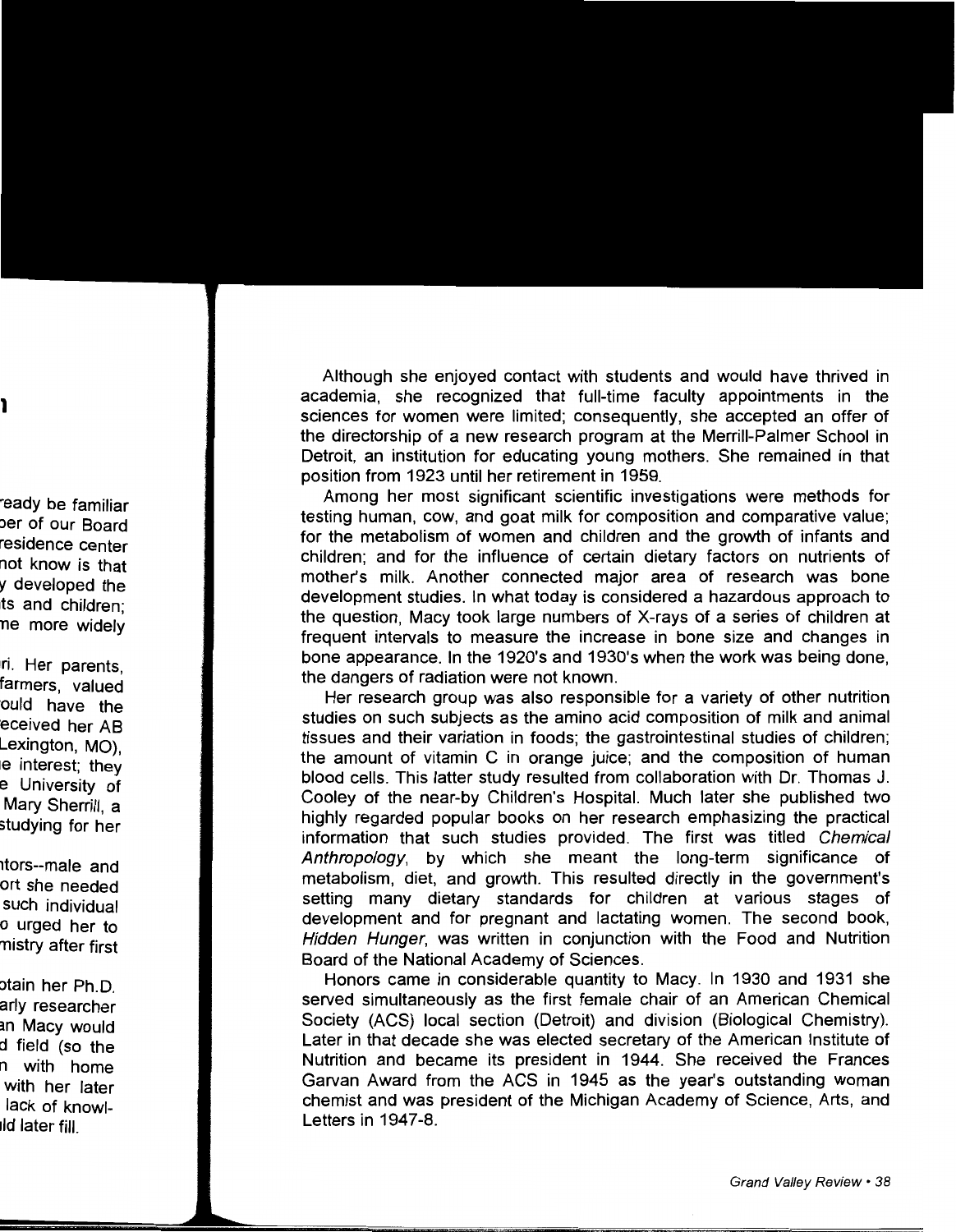Although she enjoyed contact with students and would have thrived in academia, she recognized that full-time faculty appointments in the sciences for women were limited; consequently, she accepted an offer of the directorship of a new research program at the Merrill-Palmer School in Detroit, an institution for educating young mothers. She remained in that position from 1923 until her retirement in 1959.

Among her most significant scientific investigations were methods for testing human, cow, and goat milk for composition and comparative value; for the metabolism of women and children and the growth of infants and children; and for the influence of certain dietary factors on nutrients of mother's milk. Another connected major area of research was bone development studies. In what today is considered a hazardous approach to the question, Macy took large numbers of X-rays of a series of children at frequent intervals to measure the increase in bone size and changes in bone appearance. In the 1920's and 1930's when the work was being done, the dangers of radiation were not known.

Her research group was also responsible for a variety of other nutrition studies on such subjects as the amino acid composition of milk and animal tissues and their variation in foods; the gastrointestinal studies of children; the amount of vitamin C in orange juice; and the composition of human blood cells. This latter study resulted from collaboration with Dr. Thomas J. Cooley of the near-by Children's Hospital. Much later she published two highly regarded popular books on her research emphasizing the practical information that such studies provided. The first was titled *Chemical Anthropology*, by which she meant the long-term significance of metabolism, diet, and growth. This resulted directly in the government's setting many dietary standards for children at various stages of development and for pregnant and lactating women. The second book, *Hidden Hunger*, was written in conjunction with the Food and Nutrition Board of the National Academy of Sciences.

Honors came in considerable quantity to Macy. In 1930 and 1931 she served simultaneously as the first female chair of an American Chemical Society (ACS) local section (Detroit) and division (Biological Chemistry). Later in that decade she was elected secretary of the American Institute of Nutrition and became its president in 1944. She received the Frances Garvan Award from the ACS in 1945 as the year's outstanding woman chemist and was president of the Michigan Academy of Science, Arts, and Letters in 1947-8.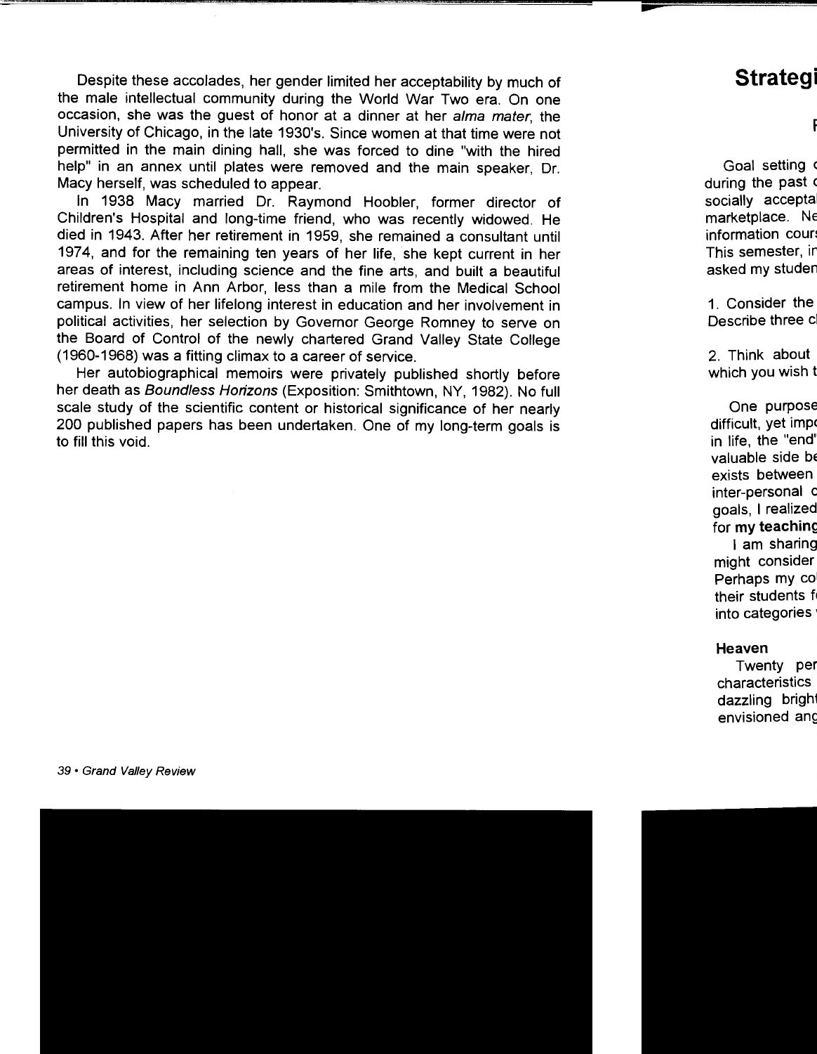Despite these accolades, her gender limited her acceptability by much of the male intellectual community during the World War Two era. On one occasion, she was the guest of honor at a dinner at her *alma mater*, the University of Chicago, in the late 1930's. Since women at that time were not permitted in the main dining hall, she was forced to dine "with the hired help" in an annex until plates were removed and the main speaker, Dr. Macy herself, was scheduled to appear.

In 1938 Macy married Dr. Raymond Hoobler, former director of Children's Hospital and long-time friend, who was recently widowed. He died in 1943. After her retirement in 1959, she remained a consultant until 1974, and for the remaining ten years of her life, she kept current in her areas of interest, including science and the fine arts, and built a beautiful retirement home in Ann Arbor, less than a mile from the Medical School campus. In view of her lifelong interest in education and her involvement in political activities, her selection by Governor George Romney to serve on the Board of Control of the newly chartered Grand Valley State College (1960-1968) was a fitting climax to a career of service.

Her autobiographical memoirs were privately published shortly before her death as *Boundless Horizons* (Exposition: Smithtown, NY, 1982). No full scale study of the scientific content or historical significance of her nearly 200 published papers has been undertaken. One of my long-term goals is to fill this void.